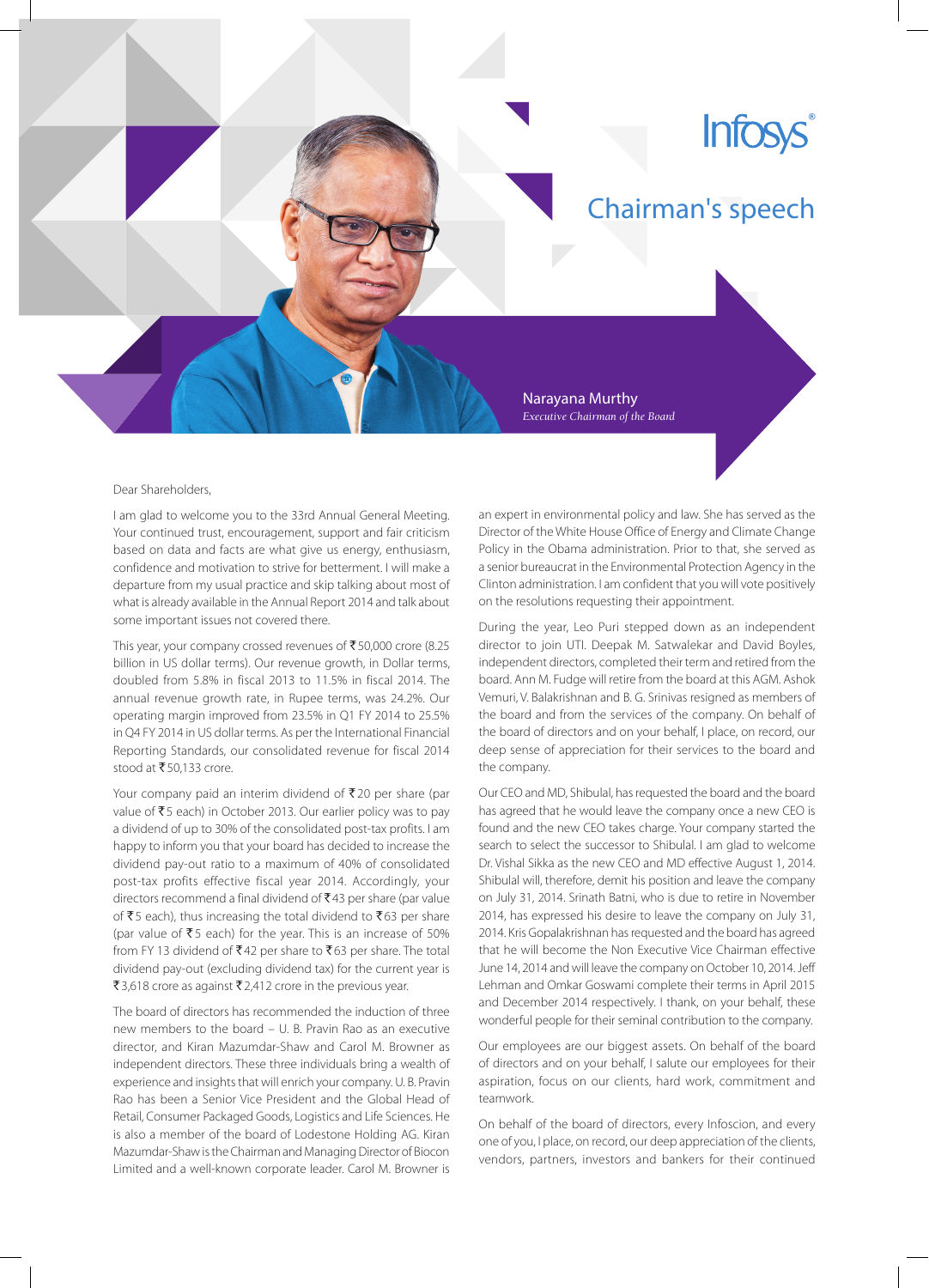# Chairman's speech

Narayana Murthy
*Executive Chairman of the Board*

Dear Shareholders,

I am glad to welcome you to the 33rd Annual General Meeting. Your continued trust, encouragement, support and fair criticism based on data and facts are what give us energy, enthusiasm, confidence and motivation to strive for betterment. I will make a departure from my usual practice and skip talking about most of what is already available in the Annual Report 2014 and talk about some important issues not covered there.

This year, your company crossed revenues of ₹50,000 crore (8.25 billion in US dollar terms). Our revenue growth, in Dollar terms, doubled from 5.8% in fiscal 2013 to 11.5% in fiscal 2014. The annual revenue growth rate, in Rupee terms, was 24.2%. Our operating margin improved from 23.5% in Q1 FY 2014 to 25.5% in Q4 FY 2014 in US dollar terms. As per the International Financial Reporting Standards, our consolidated revenue for fiscal 2014 stood at ₹50,133 crore.

Your company paid an interim dividend of ₹20 per share (par value of ₹5 each) in October 2013. Our earlier policy was to pay a dividend of up to 30% of the consolidated post-tax profits. I am happy to inform you that your board has decided to increase the dividend pay-out ratio to a maximum of 40% of consolidated post-tax profits effective fiscal year 2014. Accordingly, your directors recommend a final dividend of ₹43 per share (par value of ₹5 each), thus increasing the total dividend to ₹63 per share (par value of ₹5 each) for the year. This is an increase of 50% from FY 13 dividend of ₹42 per share to ₹63 per share. The total dividend pay-out (excluding dividend tax) for the current year is ₹3,618 crore as against ₹2,412 crore in the previous year.

The board of directors has recommended the induction of three new members to the board – U. B. Pravin Rao as an executive director, and Kiran Mazumdar-Shaw and Carol M. Browner as independent directors. These three individuals bring a wealth of experience and insights that will enrich your company. U. B. Pravin Rao has been a Senior Vice President and the Global Head of Retail, Consumer Packaged Goods, Logistics and Life Sciences. He is also a member of the board of Lodestone Holding AG. Kiran Mazumdar-Shaw is the Chairman and Managing Director of Biocon Limited and a well-known corporate leader. Carol M. Browner is an expert in environmental policy and law. She has served as the Director of the White House Office of Energy and Climate Change Policy in the Obama administration. Prior to that, she served as a senior bureaucrat in the Environmental Protection Agency in the Clinton administration. I am confident that you will vote positively on the resolutions requesting their appointment.

During the year, Leo Puri stepped down as an independent director to join UTI. Deepak M. Satwalekar and David Boyles, independent directors, completed their term and retired from the board. Ann M. Fudge will retire from the board at this AGM. Ashok Vemuri, V. Balakrishnan and B. G. Srinivas resigned as members of the board and from the services of the company. On behalf of the board of directors and on your behalf, I place, on record, our deep sense of appreciation for their services to the board and the company.

Our CEO and MD, Shibulal, has requested the board and the board has agreed that he would leave the company once a new CEO is found and the new CEO takes charge. Your company started the search to select the successor to Shibulal. I am glad to welcome Dr. Vishal Sikka as the new CEO and MD effective August 1, 2014. Shibulal will, therefore, demit his position and leave the company on July 31, 2014. Srinath Batni, who is due to retire in November 2014, has expressed his desire to leave the company on July 31, 2014. Kris Gopalakrishnan has requested and the board has agreed that he will become the Non Executive Vice Chairman effective June 14, 2014 and will leave the company on October 10, 2014. Jeff Lehman and Omkar Goswami complete their terms in April 2015 and December 2014 respectively. I thank, on your behalf, these wonderful people for their seminal contribution to the company.

Our employees are our biggest assets. On behalf of the board of directors and on your behalf, I salute our employees for their aspiration, focus on our clients, hard work, commitment and teamwork.

On behalf of the board of directors, every Infoscion, and every one of you, I place, on record, our deep appreciation of the clients, vendors, partners, investors and bankers for their continued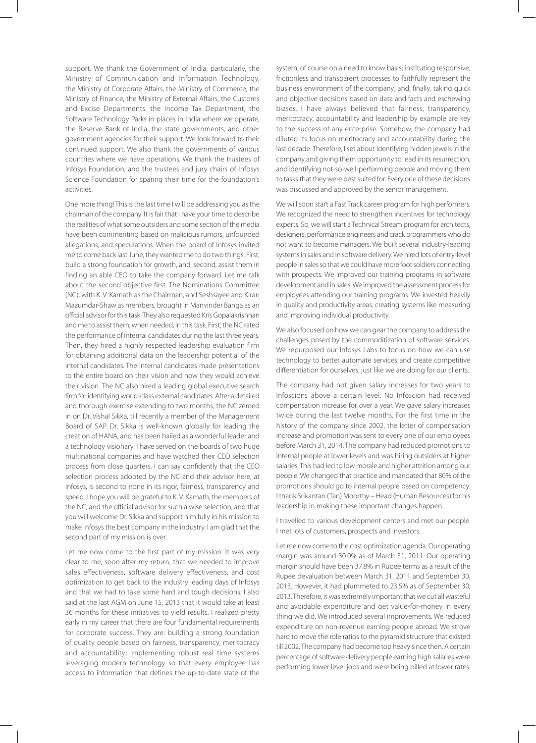support. We thank the Government of India, particularly, the Ministry of Communication and Information Technology, the Ministry of Corporate Affairs, the Ministry of Commerce, the Ministry of Finance, the Ministry of External Affairs, the Customs and Excise Departments, the Income Tax Department, the Software Technology Parks in places in India where we operate, the Reserve Bank of India, the state governments, and other government agencies for their support. We look forward to their continued support. We also thank the governments of various countries where we have operations. We thank the trustees of Infosys Foundation, and the trustees and jury chairs of Infosys Science Foundation for sparing their time for the foundation's activities.

One more thing! This is the last time I will be addressing you as the chairman of the company. It is fair that I have your time to describe the realities of what some outsiders and some section of the media have been commenting based on malicious rumors, unfounded allegations, and speculations. When the board of Infosys invited me to come back last June, they wanted me to do two things. First, build a strong foundation for growth, and, second, assist them in finding an able CEO to take the company forward. Let me talk about the second objective first. The Nominations Committee (NC), with K. V. Kamath as the Chairman, and Seshsayee and Kiran Mazumdar-Shaw as members, brought in Manvinder Banga as an official advisor for this task. They also requested Kris Gopalakrishnan and me to assist them, when needed, in this task. First, the NC rated the performance of internal candidates during the last three years. Then, they hired a highly respected leadership evaluation firm for obtaining additional data on the leadership potential of the internal candidates. The internal candidates made presentations to the entire board on their vision and how they would achieve their vision. The NC also hired a leading global executive search firm for identifying world-class external candidates. After a detailed and thorough exercise extending to two months, the NC zeroed in on Dr. Vishal Sikka, till recently a member of the Management Board of SAP. Dr. Sikka is well-known globally for leading the creation of HANA, and has been hailed as a wonderful leader and a technology visionary. I have served on the boards of two huge multinational companies and have watched their CEO selection process from close quarters. I can say confidently that the CEO selection process adopted by the NC and their advisor here, at Infosys, is second to none in its rigor, fairness, transparency and speed. I hope you will be grateful to K. V. Kamath, the members of the NC, and the official advisor for such a wise selection, and that you will welcome Dr. Sikka and support him fully in his mission to make Infosys the best company in the industry. I am glad that the second part of my mission is over.

Let me now come to the first part of my mission. It was very clear to me, soon after my return, that we needed to improve sales effectiveness, software delivery effectiveness, and cost optimization to get back to the industry leading days of Infosys and that we had to take some hard and tough decisions. I also said at the last AGM on June 15, 2013 that it would take at least 36 months for these initiatives to yield results. I realized pretty early in my career that there are four fundamental requirements for corporate success. They are: building a strong foundation of quality people based on fairness, transparency, meritocracy and accountability; implementing robust real time systems leveraging modern technology so that every employee has access to information that defines the up-to-date state of the system, of course on a need to know basis; instituting responsive, frictionless and transparent processes to faithfully represent the business environment of the company; and, finally, taking quick and objective decisions based on data and facts and eschewing biases. I have always believed that fairness, transparency, meritocracy, accountability and leadership by example are key to the success of any enterprise. Somehow, the company had diluted its focus on meritocracy and accountability during the last decade. Therefore, I set about identifying hidden jewels in the company and giving them opportunity to lead in its resurrection, and identifying not-so-well-performing people and moving them to tasks that they were best suited for. Every one of these decisions was discussed and approved by the senior management.

We will soon start a Fast Track career program for high performers. We recognized the need to strengthen incentives for technology experts. So, we will start a Technical Stream program for architects, designers, performance engineers and crack programmers who do not want to become managers. We built several industry-leading systems in sales and in software delivery. We hired lots of entry-level people in sales so that we could have more foot soldiers connecting with prospects. We improved our training programs in software development and in sales. We improved the assessment process for employees attending our training programs. We invested heavily in quality and productivity areas, creating systems like measuring and improving individual productivity.

We also focused on how we can gear the company to address the challenges posed by the commoditization of software services. We repurposed our Infosys Labs to focus on how we can use technology to better automate services and create competitive differentiation for ourselves, just like we are doing for our clients.

The company had not given salary increases for two years to Infoscions above a certain level. No Infoscion had received compensation increase for over a year. We gave salary increases twice during the last twelve months. For the first time in the history of the company since 2002, the letter of compensation increase and promotion was sent to every one of our employees before March 31, 2014. The company had reduced promotions to internal people at lower levels and was hiring outsiders at higher salaries. This had led to low morale and higher attrition among our people. We changed that practice and mandated that 80% of the promotions should go to internal people based on competency. I thank Srikantan (Tan) Moorthy – Head (Human Resources) for his leadership in making these important changes happen.

I travelled to various development centers and met our people. I met lots of customers, prospects and investors.

Let me now come to the cost optimization agenda. Our operating margin was around 30.0% as of March 31, 2011. Our operating margin should have been 37.8% in Rupee terms as a result of the Rupee devaluation between March 31, 2011 and September 30, 2013. However, it had plummeted to 23.5% as of September 30, 2013. Therefore, it was extremely important that we cut all wasteful and avoidable expenditure and get value-for-money in every thing we did. We introduced several improvements. We reduced expenditure on non-revenue earning people abroad. We strove hard to move the role ratios to the pyramid structure that existed till 2002. The company had become top heavy since then. A certain percentage of software delivery people earning high salaries were performing lower level jobs and were being billed at lower rates.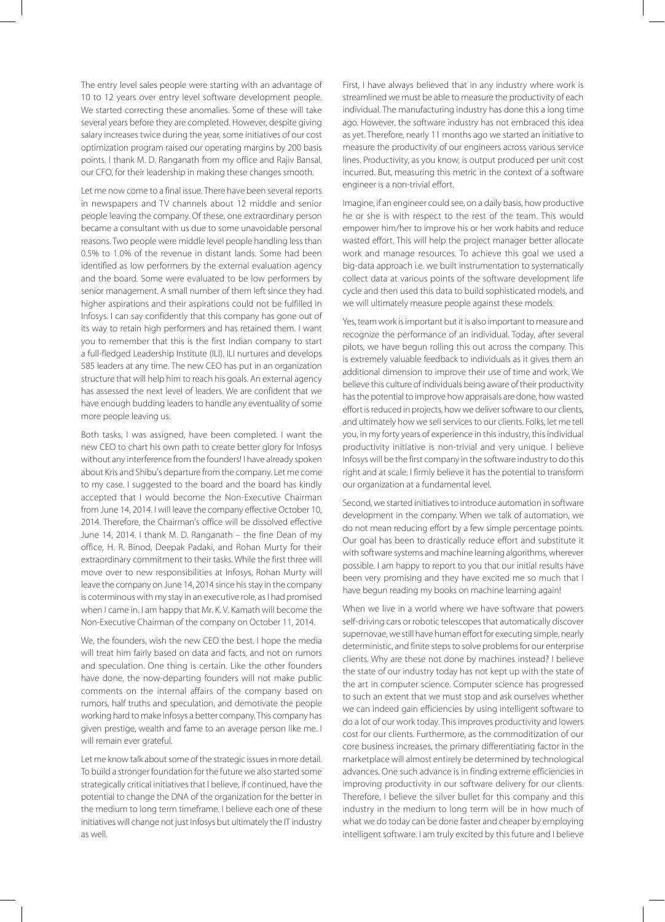The entry level sales people were starting with an advantage of 10 to 12 years over entry level software development people. We started correcting these anomalies. Some of these will take several years before they are completed. However, despite giving salary increases twice during the year, some initiatives of our cost optimization program raised our operating margins by 200 basis points. I thank M. D. Ranganath from my office and Rajiv Bansal, our CFO, for their leadership in making these changes smooth.

Let me now come to a final issue. There have been several reports in newspapers and TV channels about 12 middle and senior people leaving the company. Of these, one extraordinary person became a consultant with us due to some unavoidable personal reasons. Two people were middle level people handling less than 0.5% to 1.0% of the revenue in distant lands. Some had been identified as low performers by the external evaluation agency and the board. Some were evaluated to be low performers by senior management. A small number of them left since they had higher aspirations and their aspirations could not be fulfilled in Infosys. I can say confidently that this company has gone out of its way to retain high performers and has retained them. I want you to remember that this is the first Indian company to start a full-fledged Leadership Institute (ILI). ILI nurtures and develops 585 leaders at any time. The new CEO has put in an organization structure that will help him to reach his goals. An external agency has assessed the next level of leaders. We are confident that we have enough budding leaders to handle any eventuality of some more people leaving us.

Both tasks, I was assigned, have been completed. I want the new CEO to chart his own path to create better glory for Infosys without any interference from the founders! I have already spoken about Kris and Shibu's departure from the company. Let me come to my case. I suggested to the board and the board has kindly accepted that I would become the Non-Executive Chairman from June 14, 2014. I will leave the company effective October 10, 2014. Therefore, the Chairman's office will be dissolved effective June 14, 2014. I thank M. D. Ranganath – the fine Dean of my office, H. R. Binod, Deepak Padaki, and Rohan Murty for their extraordinary commitment to their tasks. While the first three will move over to new responsibilities at Infosys, Rohan Murty will leave the company on June 14, 2014 since his stay in the company is coterminous with my stay in an executive role, as I had promised when I came in. I am happy that Mr. K. V. Kamath will become the Non-Executive Chairman of the company on October 11, 2014.

We, the founders, wish the new CEO the best. I hope the media will treat him fairly based on data and facts, and not on rumors and speculation. One thing is certain. Like the other founders have done, the now-departing founders will not make public comments on the internal affairs of the company based on rumors, half truths and speculation, and demotivate the people working hard to make Infosys a better company. This company has given prestige, wealth and fame to an average person like me. I will remain ever grateful.

Let me know talk about some of the strategic issues in more detail. To build a stronger foundation for the future we also started some strategically critical initiatives that I believe, if continued, have the potential to change the DNA of the organization for the better in the medium to long term timeframe. I believe each one of these initiatives will change not just Infosys but ultimately the IT industry as well.

First, I have always believed that in any industry where work is streamlined we must be able to measure the productivity of each individual. The manufacturing industry has done this a long time ago. However, the software industry has not embraced this idea as yet. Therefore, nearly 11 months ago we started an initiative to measure the productivity of our engineers across various service lines. Productivity, as you know, is output produced per unit cost incurred. But, measuring this metric in the context of a software engineer is a non-trivial effort.

Imagine, if an engineer could see, on a daily basis, how productive he or she is with respect to the rest of the team. This would empower him/her to improve his or her work habits and reduce wasted effort. This will help the project manager better allocate work and manage resources. To achieve this goal we used a big-data approach i.e. we built instrumentation to systematically collect data at various points of the software development life cycle and then used this data to build sophisticated models, and we will ultimately measure people against these models.

Yes, team work is important but it is also important to measure and recognize the performance of an individual. Today, after several pilots, we have begun rolling this out across the company. This is extremely valuable feedback to individuals as it gives them an additional dimension to improve their use of time and work. We believe this culture of individuals being aware of their productivity has the potential to improve how appraisals are done, how wasted effort is reduced in projects, how we deliver software to our clients, and ultimately how we sell services to our clients. Folks, let me tell you, in my forty years of experience in this industry, this individual productivity initiative is non-trivial and very unique. I believe Infosys will be the first company in the software industry to do this right and at scale. I firmly believe it has the potential to transform our organization at a fundamental level.

Second, we started initiatives to introduce automation in software development in the company. When we talk of automation, we do not mean reducing effort by a few simple percentage points. Our goal has been to drastically reduce effort and substitute it with software systems and machine learning algorithms, wherever possible. I am happy to report to you that our initial results have been very promising and they have excited me so much that I have begun reading my books on machine learning again!

When we live in a world where we have software that powers self-driving cars or robotic telescopes that automatically discover supernovae, we still have human effort for executing simple, nearly deterministic, and finite steps to solve problems for our enterprise clients. Why are these not done by machines instead? I believe the state of our industry today has not kept up with the state of the art in computer science. Computer science has progressed to such an extent that we must stop and ask ourselves whether we can indeed gain efficiencies by using intelligent software to do a lot of our work today. This improves productivity and lowers cost for our clients. Furthermore, as the commoditization of our core business increases, the primary differentiating factor in the marketplace will almost entirely be determined by technological advances. One such advance is in finding extreme efficiencies in improving productivity in our software delivery for our clients. Therefore, I believe the silver bullet for this company and this industry in the medium to long term will be in how much of what we do today can be done faster and cheaper by employing intelligent software. I am truly excited by this future and I believe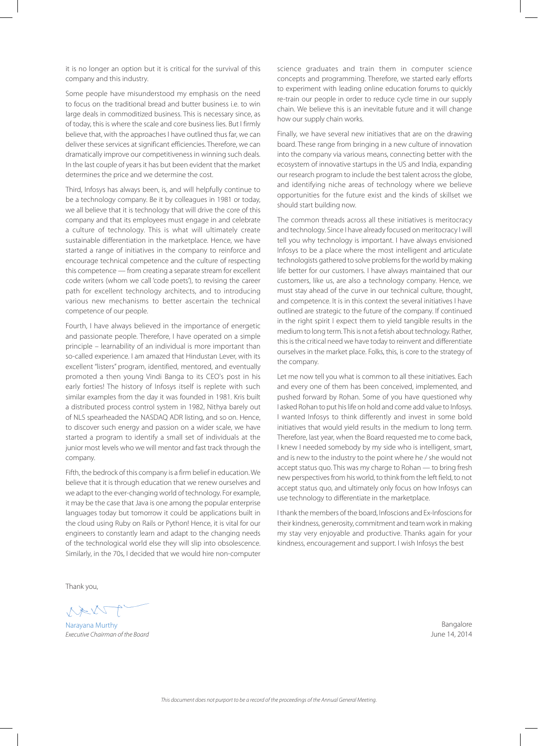it is no longer an option but it is critical for the survival of this company and this industry.

Some people have misunderstood my emphasis on the need to focus on the traditional bread and butter business i.e. to win large deals in commoditized business. This is necessary since, as of today, this is where the scale and core business lies. But I firmly believe that, with the approaches I have outlined thus far, we can deliver these services at significant efficiencies. Therefore, we can dramatically improve our competitiveness in winning such deals. In the last couple of years it has but been evident that the market determines the price and we determine the cost.

Third, Infosys has always been, is, and will helpfully continue to be a technology company. Be it by colleagues in 1981 or today, we all believe that it is technology that will drive the core of this company and that its employees must engage in and celebrate a culture of technology. This is what will ultimately create sustainable differentiation in the marketplace. Hence, we have started a range of initiatives in the company to reinforce and encourage technical competence and the culture of respecting this competence — from creating a separate stream for excellent code writers (whom we call 'code poets'), to revising the career path for excellent technology architects, and to introducing various new mechanisms to better ascertain the technical competence of our people.

Fourth, I have always believed in the importance of energetic and passionate people. Therefore, I have operated on a simple principle – learnability of an individual is more important than so-called experience. I am amazed that Hindustan Lever, with its excellent "listers" program, identified, mentored, and eventually promoted a then young Vindi Banga to its CEO's post in his early forties! The history of Infosys itself is replete with such similar examples from the day it was founded in 1981. Kris built a distributed process control system in 1982, Nithya barely out of NLS spearheaded the NASDAQ ADR listing, and so on. Hence, to discover such energy and passion on a wider scale, we have started a program to identify a small set of individuals at the junior most levels who we will mentor and fast track through the company.

Fifth, the bedrock of this company is a firm belief in education. We believe that it is through education that we renew ourselves and we adapt to the ever-changing world of technology. For example, it may be the case that Java is one among the popular enterprise languages today but tomorrow it could be applications built in the cloud using Ruby on Rails or Python! Hence, it is vital for our engineers to constantly learn and adapt to the changing needs of the technological world else they will slip into obsolescence. Similarly, in the 70s, I decided that we would hire non-computer science graduates and train them in computer science concepts and programming. Therefore, we started early efforts to experiment with leading online education forums to quickly re-train our people in order to reduce cycle time in our supply chain. We believe this is an inevitable future and it will change how our supply chain works.

Finally, we have several new initiatives that are on the drawing board. These range from bringing in a new culture of innovation into the company via various means, connecting better with the ecosystem of innovative startups in the US and India, expanding our research program to include the best talent across the globe, and identifying niche areas of technology where we believe opportunities for the future exist and the kinds of skillset we should start building now.

The common threads across all these initiatives is meritocracy and technology. Since I have already focused on meritocracy I will tell you why technology is important. I have always envisioned Infosys to be a place where the most intelligent and articulate technologists gathered to solve problems for the world by making life better for our customers. I have always maintained that our customers, like us, are also a technology company. Hence, we must stay ahead of the curve in our technical culture, thought, and competence. It is in this context the several initiatives I have outlined are strategic to the future of the company. If continued in the right spirit I expect them to yield tangible results in the medium to long term. This is not a fetish about technology. Rather, this is the critical need we have today to reinvent and differentiate ourselves in the market place. Folks, this, is core to the strategy of the company.

Let me now tell you what is common to all these initiatives. Each and every one of them has been conceived, implemented, and pushed forward by Rohan. Some of you have questioned why I asked Rohan to put his life on hold and come add value to Infosys. I wanted Infosys to think differently and invest in some bold initiatives that would yield results in the medium to long term. Therefore, last year, when the Board requested me to come back, I knew I needed somebody by my side who is intelligent, smart, and is new to the industry to the point where he / she would not accept status quo. This was my charge to Rohan — to bring fresh new perspectives from his world, to think from the left field, to not accept status quo, and ultimately only focus on how Infosys can use technology to differentiate in the marketplace.

I thank the members of the board, Infoscions and Ex-Infoscions for their kindness, generosity, commitment and team work in making my stay very enjoyable and productive. Thanks again for your kindness, encouragement and support. I wish Infosys the best

Thank you,

Narayana Murthy
*Executive Chairman of the Board*

Bangalore
June 14, 2014

*This document does not purport to be a record of the proceedings of the Annual General Meeting.*